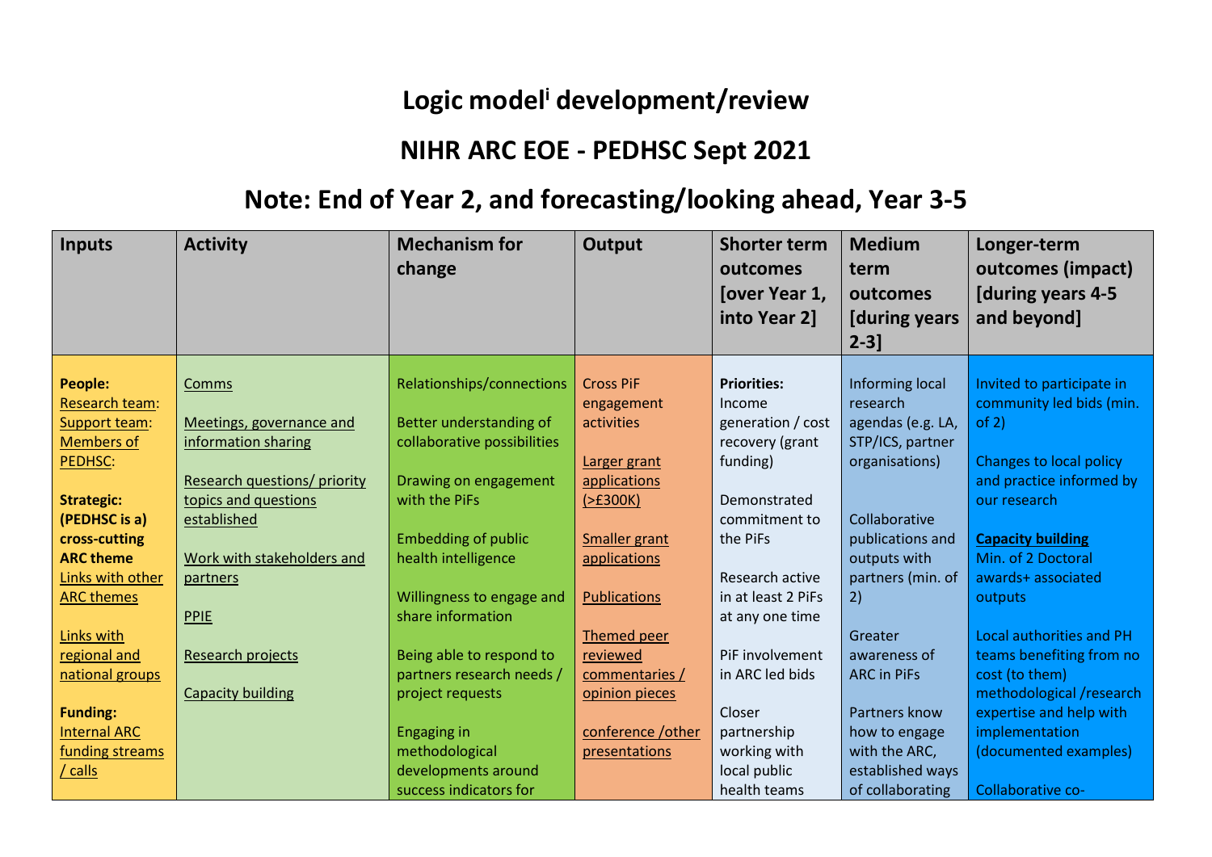# Logic model[i] development/review

# NIHR ARC EOE - PEDHSC Sept 2021

# Note: End of Year 2, and forecasting/looking ahead, Year 3-5

| Inputs | Activity | Mechanism for change | Output | Shorter term outcomes [over Year 1, into Year 2] | Medium term outcomes [during years 2-3] | Longer-term outcomes (impact) [during years 4-5 and beyond] |
|---|---|---|---|---|---|---|
| **People:**<br>Research team:<br>Support team:<br>Members of PEDHSC:<br><br>**Strategic: (PEDHSC is a) cross-cutting ARC theme**<br>Links with other ARC themes<br><br>Links with regional and national groups<br><br>**Funding:**<br>Internal ARC funding streams / calls | Comms<br><br>Meetings, governance and information sharing<br><br>Research questions/ priority topics and questions established<br><br>Work with stakeholders and partners<br><br>PPIE<br><br>Research projects<br><br>Capacity building | Relationships/connections<br><br>Better understanding of collaborative possibilities<br><br>Drawing on engagement with the PiFs<br><br>Embedding of public health intelligence<br><br>Willingness to engage and share information<br><br>Being able to respond to partners research needs / project requests<br><br>Engaging in methodological developments around success indicators for | Cross PiF engagement activities<br><br>Larger grant applications (>£300K)<br><br>Smaller grant applications<br><br>Publications<br><br>Themed peer reviewed commentaries / opinion pieces<br><br>conference /other presentations | **Priorities:**<br>Income generation / cost recovery (grant funding)<br><br>Demonstrated commitment to the PiFs<br><br>Research active in at least 2 PiFs at any one time<br><br>PiF involvement in ARC led bids<br><br>Closer partnership working with local public health teams | Informing local research agendas (e.g. LA, STP/ICS, partner organisations)<br><br>Collaborative publications and outputs with partners (min. of 2)<br><br>Greater awareness of ARC in PiFs<br><br>Partners know how to engage with the ARC, established ways of collaborating | Invited to participate in community led bids (min. of 2)<br><br>Changes to local policy and practice informed by our research<br><br>**Capacity building**<br>Min. of 2 Doctoral awards+ associated outputs<br><br>Local authorities and PH teams benefiting from no cost (to them) methodological /research expertise and help with implementation (documented examples)<br><br>Collaborative co- |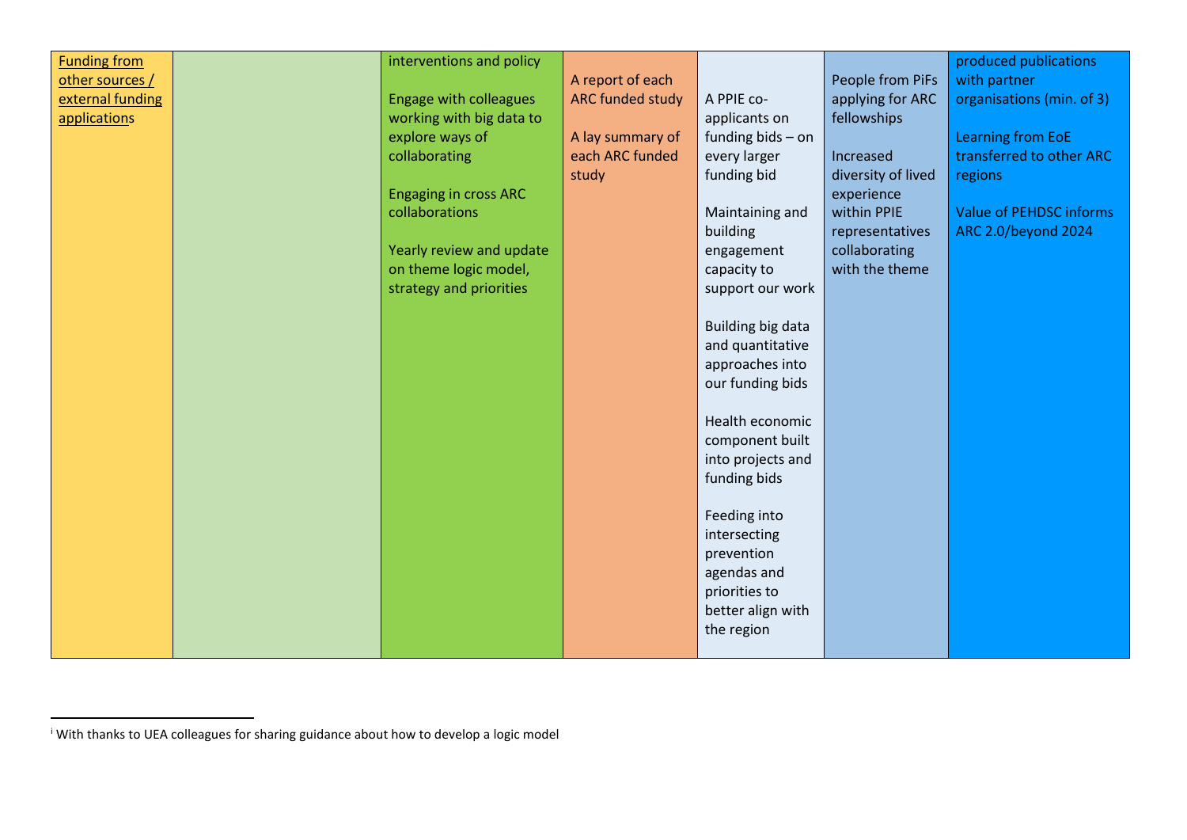| | | | | | | |
|---|---|---|---|---|---|---|
| Funding from other sources / external funding applications | | interventions and policy<br><br>Engage with colleagues working with big data to explore ways of collaborating<br><br>Engaging in cross ARC collaborations<br><br>Yearly review and update on theme logic model, strategy and priorities | A report of each ARC funded study<br><br>A lay summary of each ARC funded study | A PPIE co-applicants on funding bids – on every larger funding bid<br><br>Maintaining and building engagement capacity to support our work<br><br>Building big data and quantitative approaches into our funding bids<br><br>Health economic component built into projects and funding bids<br><br>Feeding into intersecting prevention agendas and priorities to better align with the region | People from PiFs applying for ARC fellowships<br><br>Increased diversity of lived experience within PPIE representatives collaborating with the theme | produced publications with partner organisations (min. of 3)<br><br>Learning from EoE transferred to other ARC regions<br><br>Value of PEHDSC informs ARC 2.0/beyond 2024 |

[i] With thanks to UEA colleagues for sharing guidance about how to develop a logic model